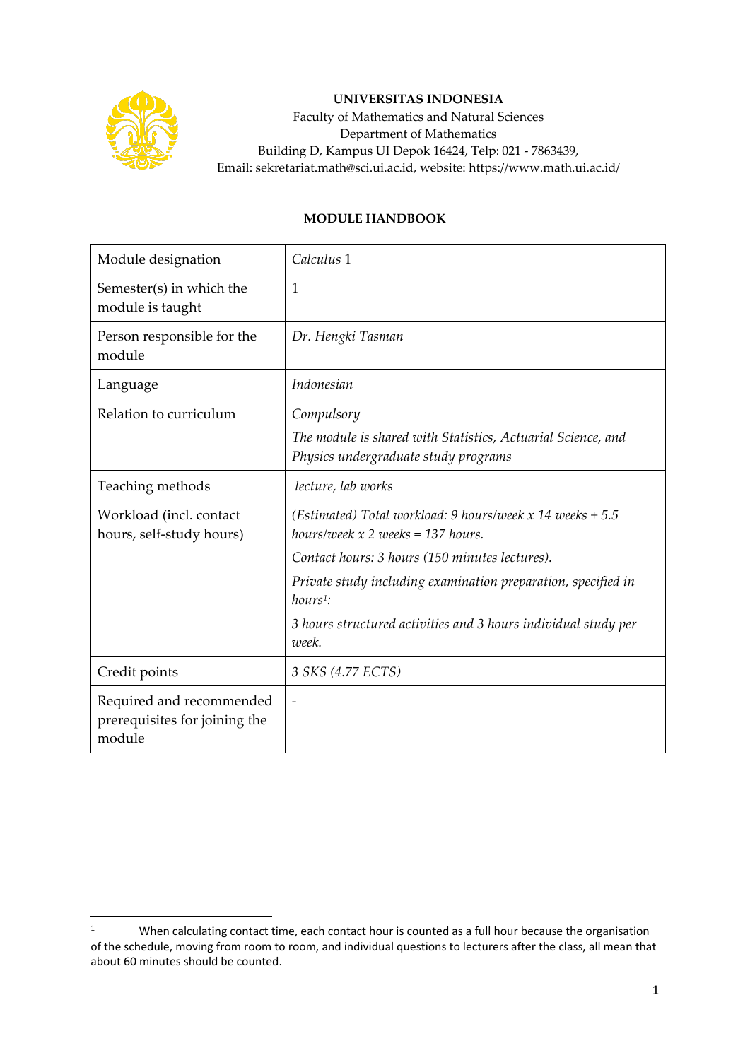**UNIVERSITAS INDONESIA**
Faculty of Mathematics and Natural Sciences
Department of Mathematics
Building D, Kampus UI Depok 16424, Telp: 021 - 7863439,
Email: sekretariat.math@sci.ui.ac.id, website: https://www.math.ui.ac.id/

## MODULE HANDBOOK

| | |
|---|---|
| Module designation | *Calculus* 1 |
| Semester(s) in which the module is taught | 1 |
| Person responsible for the module | *Dr. Hengki Tasman* |
| Language | *Indonesian* |
| Relation to curriculum | *Compulsory*<br>*The module is shared with Statistics, Actuarial Science, and Physics undergraduate study programs* |
| Teaching methods | *lecture, lab works* |
| Workload (incl. contact hours, self-study hours) | *(Estimated) Total workload: 9 hours/week x 14 weeks + 5.5 hours/week x 2 weeks = 137 hours.*<br>*Contact hours: 3 hours (150 minutes lectures).*<br>*Private study including examination preparation, specified in hours*[1]*:*<br>*3 hours structured activities and 3 hours individual study per week.* |
| Credit points | *3 SKS (4.77 ECTS)* |
| Required and recommended prerequisites for joining the module | - |

[1] When calculating contact time, each contact hour is counted as a full hour because the organisation of the schedule, moving from room to room, and individual questions to lecturers after the class, all mean that about 60 minutes should be counted.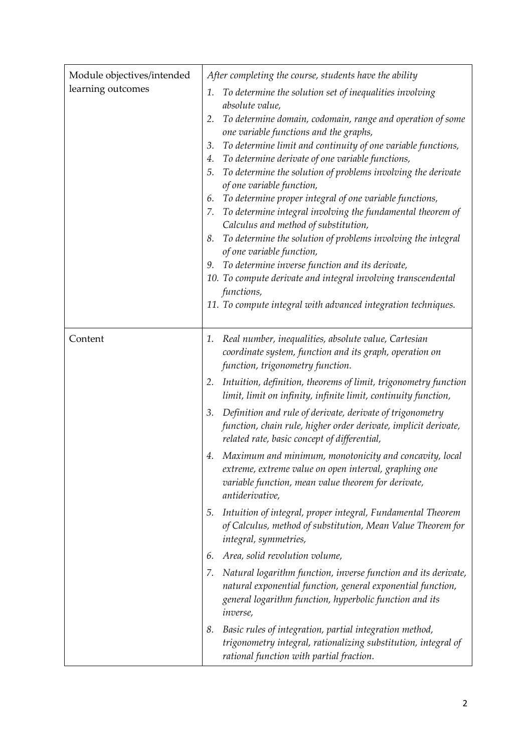| Module objectives/intended learning outcomes | *After completing the course, students have the ability*<br>1. *To determine the solution set of inequalities involving absolute value,*<br>2. *To determine domain, codomain, range and operation of some one variable functions and the graphs,*<br>3. *To determine limit and continuity of one variable functions,*<br>4. *To determine derivate of one variable functions,*<br>5. *To determine the solution of problems involving the derivate of one variable function,*<br>6. *To determine proper integral of one variable functions,*<br>7. *To determine integral involving the fundamental theorem of Calculus and method of substitution,*<br>8. *To determine the solution of problems involving the integral of one variable function,*<br>9. *To determine inverse function and its derivate,*<br>10. *To compute derivate and integral involving transcendental functions,*<br>11. *To compute integral with advanced integration techniques.* |
|---|---|
| Content | 1. *Real number, inequalities, absolute value, Cartesian coordinate system, function and its graph, operation on function, trigonometry function.*<br>2. *Intuition, definition, theorems of limit, trigonometry function limit, limit on infinity, infinite limit, continuity function,*<br>3. *Definition and rule of derivate, derivate of trigonometry function, chain rule, higher order derivate, implicit derivate, related rate, basic concept of differential,*<br>4. *Maximum and minimum, monotonicity and concavity, local extreme, extreme value on open interval, graphing one variable function, mean value theorem for derivate, antiderivative,*<br>5. *Intuition of integral, proper integral, Fundamental Theorem of Calculus, method of substitution, Mean Value Theorem for integral, symmetries,*<br>6. *Area, solid revolution volume,*<br>7. *Natural logarithm function, inverse function and its derivate, natural exponential function, general exponential function, general logarithm function, hyperbolic function and its inverse,*<br>8. *Basic rules of integration, partial integration method, trigonometry integral, rationalizing substitution, integral of rational function with partial fraction.* |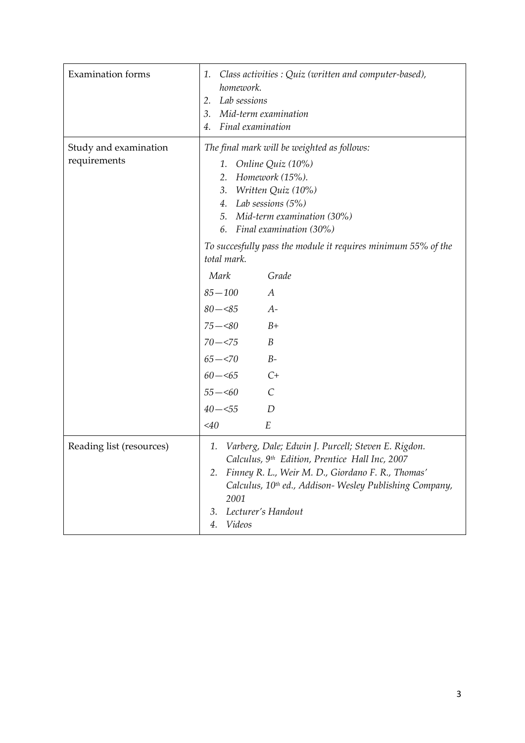| | |
|---|---|
| Examination forms | 1. *Class activities : Quiz (written and computer-based), homework.*<br>2. *Lab sessions*<br>3. *Mid-term examination*<br>4. *Final examination* |
| Study and examination requirements | *The final mark will be weighted as follows:*<br>1. *Online Quiz (10%)*<br>2. *Homework (15%).*<br>3. *Written Quiz (10%)*<br>4. *Lab sessions (5%)*<br>5. *Mid-term examination (30%)*<br>6. *Final examination (30%)*<br><br>*To succesfully pass the module it requires minimum 55% of the total mark.*<br><br>*Mark — Grade*<br>*85—100 — A*<br>*80—<85 — A-*<br>*75—<80 — B+*<br>*70—<75 — B*<br>*65—<70 — B-*<br>*60—<65 — C+*<br>*55—<60 — C*<br>*40—<55 — D*<br>*<40 — E* |
| Reading list (resources) | 1. *Varberg, Dale; Edwin J. Purcell; Steven E. Rigdon. Calculus, 9th Edition, Prentice Hall Inc, 2007*<br>2. *Finney R. L., Weir M. D., Giordano F. R., Thomas' Calculus, 10th ed., Addison- Wesley Publishing Company, 2001*<br>3. *Lecturer's Handout*<br>4. *Videos* |